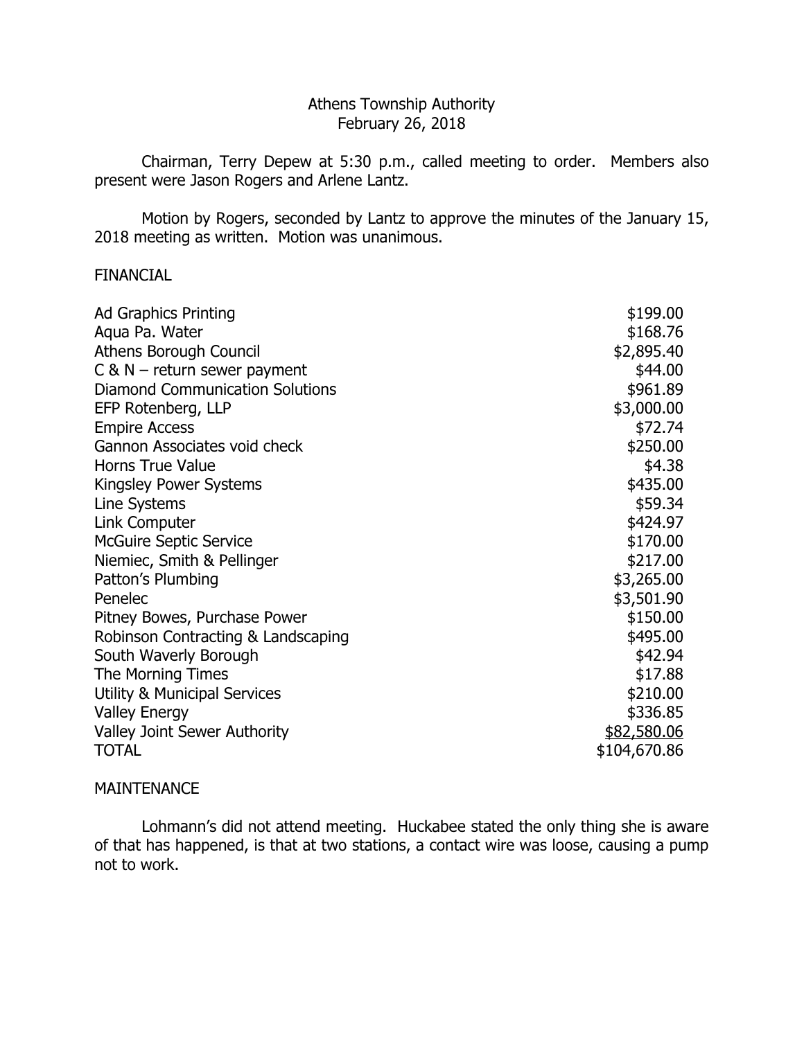# Athens Township Authority
## February 26, 2018

Chairman, Terry Depew at 5:30 p.m., called meeting to order. Members also present were Jason Rogers and Arlene Lantz.

Motion by Rogers, seconded by Lantz to approve the minutes of the January 15, 2018 meeting as written. Motion was unanimous.

### FINANCIAL

| | |
|---|---:|
| Ad Graphics Printing | $199.00 |
| Aqua Pa. Water | $168.76 |
| Athens Borough Council | $2,895.40 |
| C & N – return sewer payment | $44.00 |
| Diamond Communication Solutions | $961.89 |
| EFP Rotenberg, LLP | $3,000.00 |
| Empire Access | $72.74 |
| Gannon Associates void check | $250.00 |
| Horns True Value | $4.38 |
| Kingsley Power Systems | $435.00 |
| Line Systems | $59.34 |
| Link Computer | $424.97 |
| McGuire Septic Service | $170.00 |
| Niemiec, Smith & Pellinger | $217.00 |
| Patton's Plumbing | $3,265.00 |
| Penelec | $3,501.90 |
| Pitney Bowes, Purchase Power | $150.00 |
| Robinson Contracting & Landscaping | $495.00 |
| South Waverly Borough | $42.94 |
| The Morning Times | $17.88 |
| Utility & Municipal Services | $210.00 |
| Valley Energy | $336.85 |
| Valley Joint Sewer Authority | $82,580.06 |
| TOTAL | $104,670.86 |

### MAINTENANCE

Lohmann's did not attend meeting. Huckabee stated the only thing she is aware of that has happened, is that at two stations, a contact wire was loose, causing a pump not to work.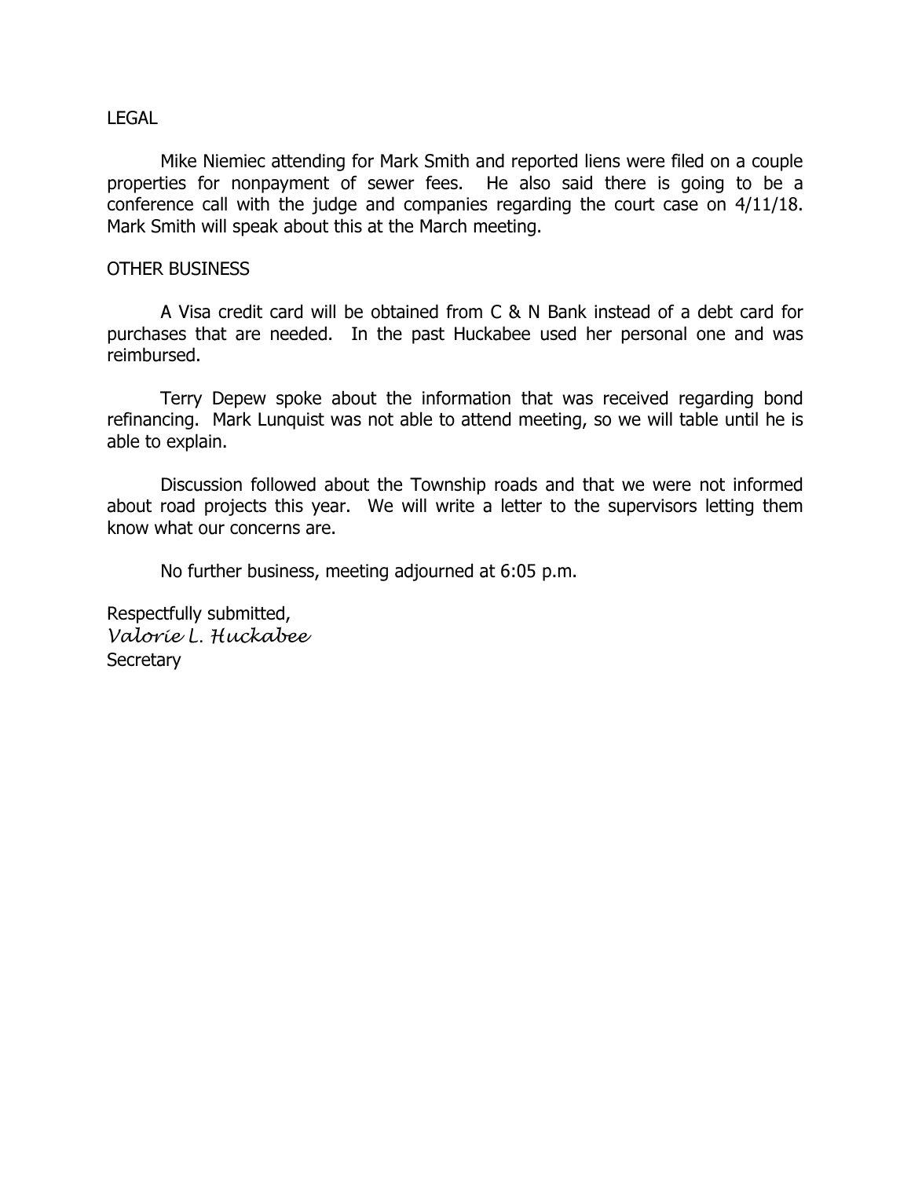LEGAL

Mike Niemiec attending for Mark Smith and reported liens were filed on a couple properties for nonpayment of sewer fees. He also said there is going to be a conference call with the judge and companies regarding the court case on 4/11/18. Mark Smith will speak about this at the March meeting.

OTHER BUSINESS

A Visa credit card will be obtained from C & N Bank instead of a debt card for purchases that are needed. In the past Huckabee used her personal one and was reimbursed.

Terry Depew spoke about the information that was received regarding bond refinancing. Mark Lunquist was not able to attend meeting, so we will table until he is able to explain.

Discussion followed about the Township roads and that we were not informed about road projects this year. We will write a letter to the supervisors letting them know what our concerns are.

No further business, meeting adjourned at 6:05 p.m.

Respectfully submitted,
*Valorie L. Huckabee*
Secretary